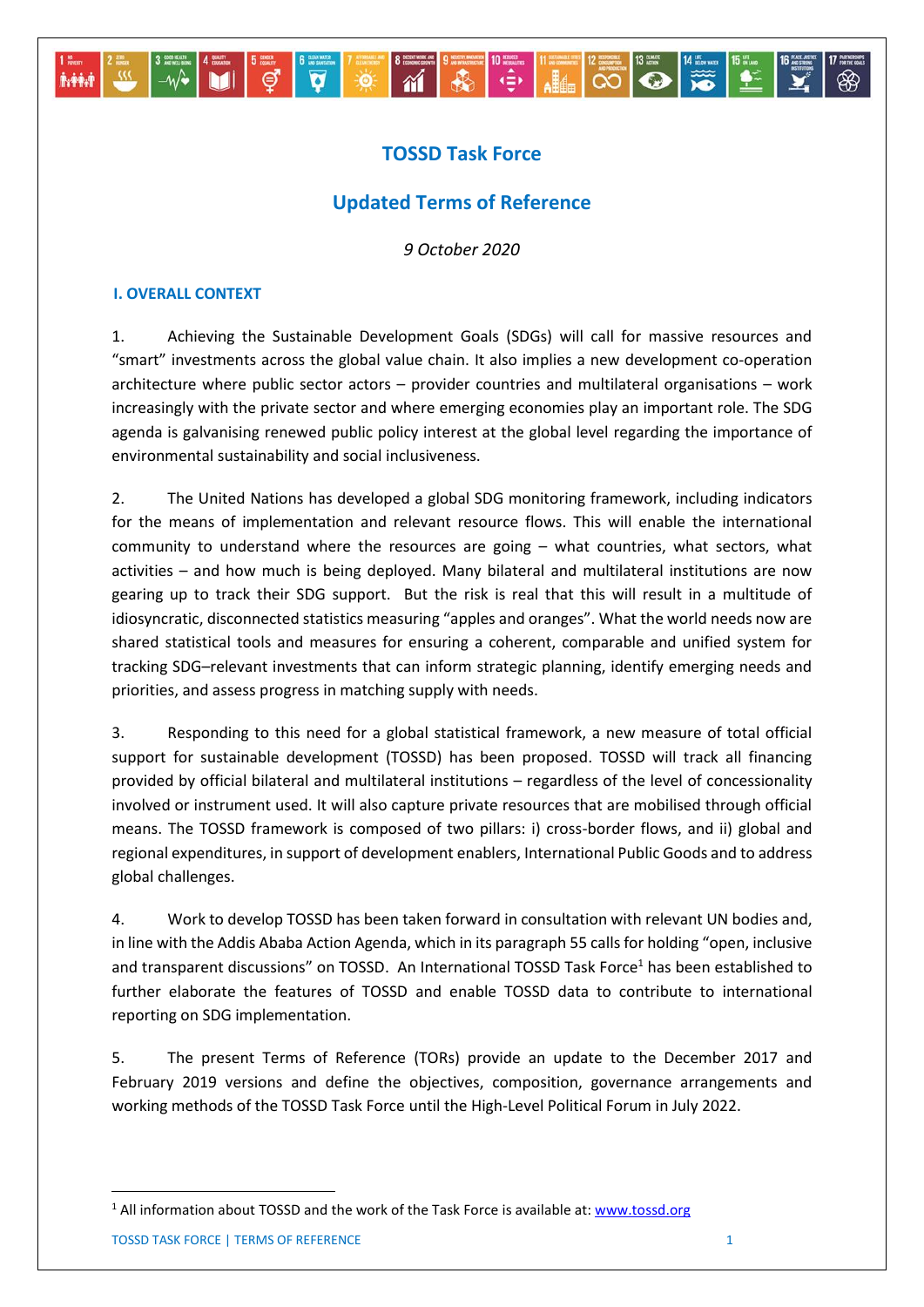# TOSSD Task Force

## Updated Terms of Reference

*9 October 2020*

### I. OVERALL CONTEXT

1. Achieving the Sustainable Development Goals (SDGs) will call for massive resources and "smart" investments across the global value chain. It also implies a new development co-operation architecture where public sector actors – provider countries and multilateral organisations – work increasingly with the private sector and where emerging economies play an important role. The SDG agenda is galvanising renewed public policy interest at the global level regarding the importance of environmental sustainability and social inclusiveness.

2. The United Nations has developed a global SDG monitoring framework, including indicators for the means of implementation and relevant resource flows. This will enable the international community to understand where the resources are going – what countries, what sectors, what activities – and how much is being deployed. Many bilateral and multilateral institutions are now gearing up to track their SDG support. But the risk is real that this will result in a multitude of idiosyncratic, disconnected statistics measuring "apples and oranges". What the world needs now are shared statistical tools and measures for ensuring a coherent, comparable and unified system for tracking SDG–relevant investments that can inform strategic planning, identify emerging needs and priorities, and assess progress in matching supply with needs.

3. Responding to this need for a global statistical framework, a new measure of total official support for sustainable development (TOSSD) has been proposed. TOSSD will track all financing provided by official bilateral and multilateral institutions – regardless of the level of concessionality involved or instrument used. It will also capture private resources that are mobilised through official means. The TOSSD framework is composed of two pillars: i) cross-border flows, and ii) global and regional expenditures, in support of development enablers, International Public Goods and to address global challenges.

4. Work to develop TOSSD has been taken forward in consultation with relevant UN bodies and, in line with the Addis Ababa Action Agenda, which in its paragraph 55 calls for holding "open, inclusive and transparent discussions" on TOSSD. An International TOSSD Task Force[1] has been established to further elaborate the features of TOSSD and enable TOSSD data to contribute to international reporting on SDG implementation.

5. The present Terms of Reference (TORs) provide an update to the December 2017 and February 2019 versions and define the objectives, composition, governance arrangements and working methods of the TOSSD Task Force until the High-Level Political Forum in July 2022.

[1] All information about TOSSD and the work of the Task Force is available at: www.tossd.org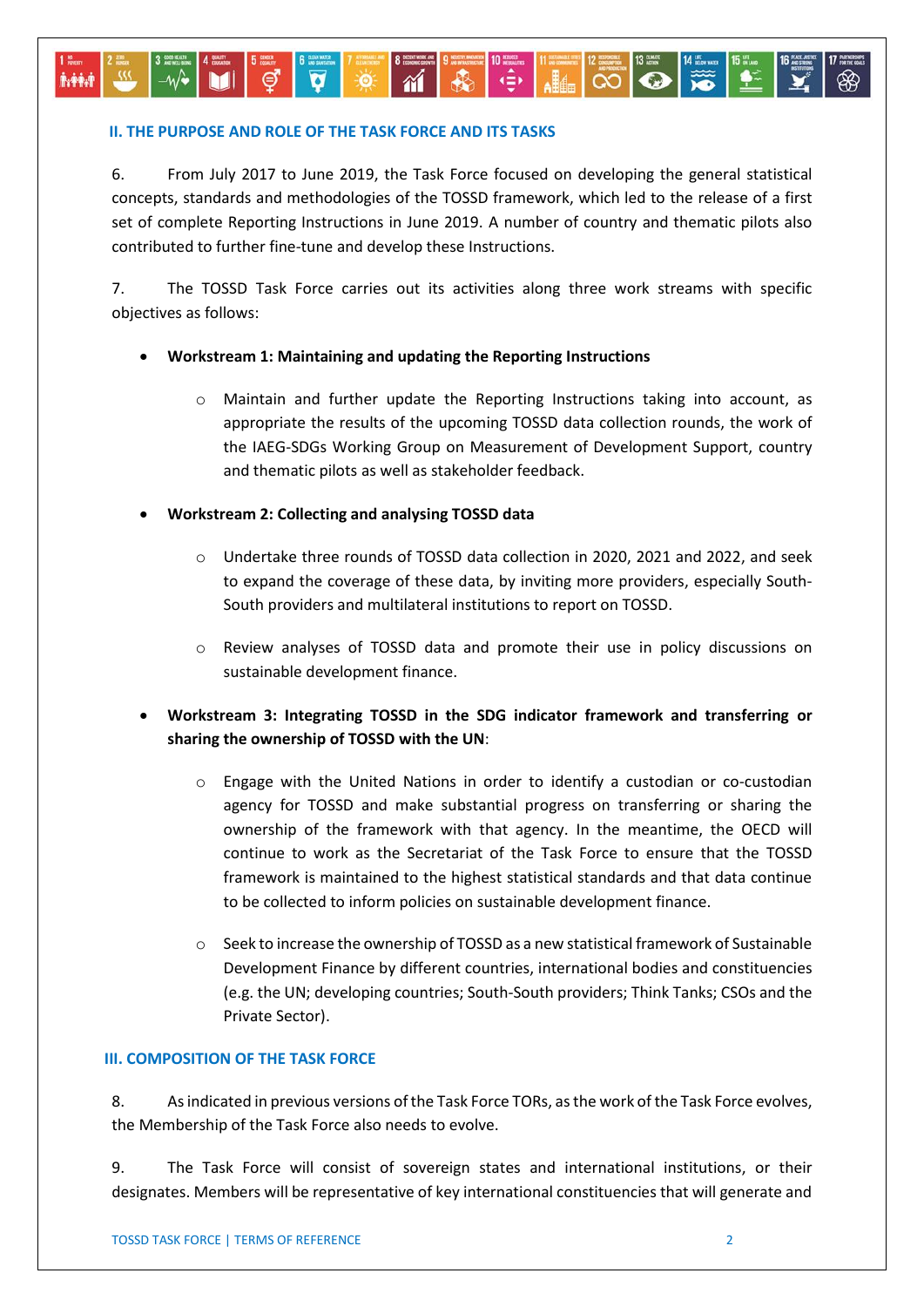## II. THE PURPOSE AND ROLE OF THE TASK FORCE AND ITS TASKS

6. From July 2017 to June 2019, the Task Force focused on developing the general statistical concepts, standards and methodologies of the TOSSD framework, which led to the release of a first set of complete Reporting Instructions in June 2019. A number of country and thematic pilots also contributed to further fine-tune and develop these Instructions.

7. The TOSSD Task Force carries out its activities along three work streams with specific objectives as follows:

- **Workstream 1: Maintaining and updating the Reporting Instructions**
  - Maintain and further update the Reporting Instructions taking into account, as appropriate the results of the upcoming TOSSD data collection rounds, the work of the IAEG-SDGs Working Group on Measurement of Development Support, country and thematic pilots as well as stakeholder feedback.
- **Workstream 2: Collecting and analysing TOSSD data**
  - Undertake three rounds of TOSSD data collection in 2020, 2021 and 2022, and seek to expand the coverage of these data, by inviting more providers, especially South-South providers and multilateral institutions to report on TOSSD.
  - Review analyses of TOSSD data and promote their use in policy discussions on sustainable development finance.
- **Workstream 3: Integrating TOSSD in the SDG indicator framework and transferring or sharing the ownership of TOSSD with the UN**:
  - Engage with the United Nations in order to identify a custodian or co-custodian agency for TOSSD and make substantial progress on transferring or sharing the ownership of the framework with that agency. In the meantime, the OECD will continue to work as the Secretariat of the Task Force to ensure that the TOSSD framework is maintained to the highest statistical standards and that data continue to be collected to inform policies on sustainable development finance.
  - Seek to increase the ownership of TOSSD as a new statistical framework of Sustainable Development Finance by different countries, international bodies and constituencies (e.g. the UN; developing countries; South-South providers; Think Tanks; CSOs and the Private Sector).

## III. COMPOSITION OF THE TASK FORCE

8. As indicated in previous versions of the Task Force TORs, as the work of the Task Force evolves, the Membership of the Task Force also needs to evolve.

9. The Task Force will consist of sovereign states and international institutions, or their designates. Members will be representative of key international constituencies that will generate and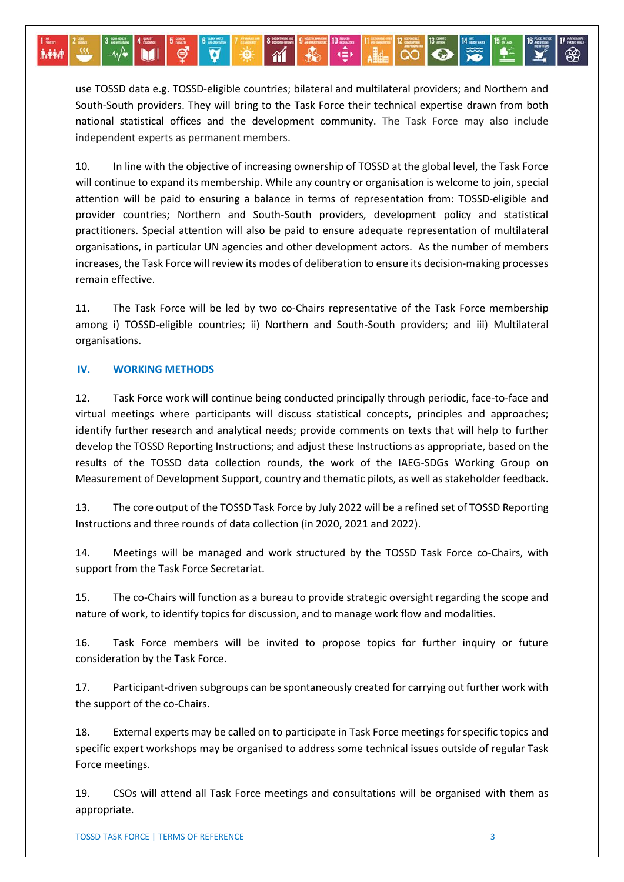use TOSSD data e.g. TOSSD-eligible countries; bilateral and multilateral providers; and Northern and South-South providers. They will bring to the Task Force their technical expertise drawn from both national statistical offices and the development community. The Task Force may also include independent experts as permanent members.

10. In line with the objective of increasing ownership of TOSSD at the global level, the Task Force will continue to expand its membership. While any country or organisation is welcome to join, special attention will be paid to ensuring a balance in terms of representation from: TOSSD-eligible and provider countries; Northern and South-South providers, development policy and statistical practitioners. Special attention will also be paid to ensure adequate representation of multilateral organisations, in particular UN agencies and other development actors. As the number of members increases, the Task Force will review its modes of deliberation to ensure its decision-making processes remain effective.

11. The Task Force will be led by two co-Chairs representative of the Task Force membership among i) TOSSD-eligible countries; ii) Northern and South-South providers; and iii) Multilateral organisations.

## IV. WORKING METHODS

12. Task Force work will continue being conducted principally through periodic, face-to-face and virtual meetings where participants will discuss statistical concepts, principles and approaches; identify further research and analytical needs; provide comments on texts that will help to further develop the TOSSD Reporting Instructions; and adjust these Instructions as appropriate, based on the results of the TOSSD data collection rounds, the work of the IAEG-SDGs Working Group on Measurement of Development Support, country and thematic pilots, as well as stakeholder feedback.

13. The core output of the TOSSD Task Force by July 2022 will be a refined set of TOSSD Reporting Instructions and three rounds of data collection (in 2020, 2021 and 2022).

14. Meetings will be managed and work structured by the TOSSD Task Force co-Chairs, with support from the Task Force Secretariat.

15. The co-Chairs will function as a bureau to provide strategic oversight regarding the scope and nature of work, to identify topics for discussion, and to manage work flow and modalities.

16. Task Force members will be invited to propose topics for further inquiry or future consideration by the Task Force.

17. Participant-driven subgroups can be spontaneously created for carrying out further work with the support of the co-Chairs.

18. External experts may be called on to participate in Task Force meetings for specific topics and specific expert workshops may be organised to address some technical issues outside of regular Task Force meetings.

19. CSOs will attend all Task Force meetings and consultations will be organised with them as appropriate.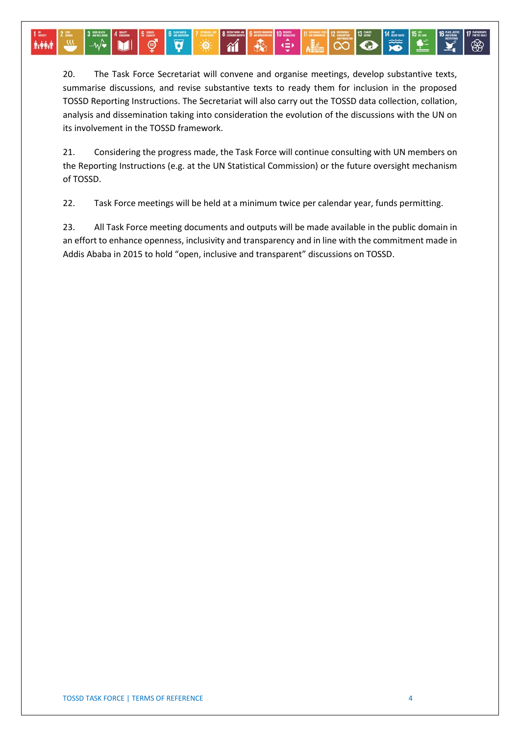20. The Task Force Secretariat will convene and organise meetings, develop substantive texts, summarise discussions, and revise substantive texts to ready them for inclusion in the proposed TOSSD Reporting Instructions. The Secretariat will also carry out the TOSSD data collection, collation, analysis and dissemination taking into consideration the evolution of the discussions with the UN on its involvement in the TOSSD framework.

21. Considering the progress made, the Task Force will continue consulting with UN members on the Reporting Instructions (e.g. at the UN Statistical Commission) or the future oversight mechanism of TOSSD.

22. Task Force meetings will be held at a minimum twice per calendar year, funds permitting.

23. All Task Force meeting documents and outputs will be made available in the public domain in an effort to enhance openness, inclusivity and transparency and in line with the commitment made in Addis Ababa in 2015 to hold "open, inclusive and transparent" discussions on TOSSD.